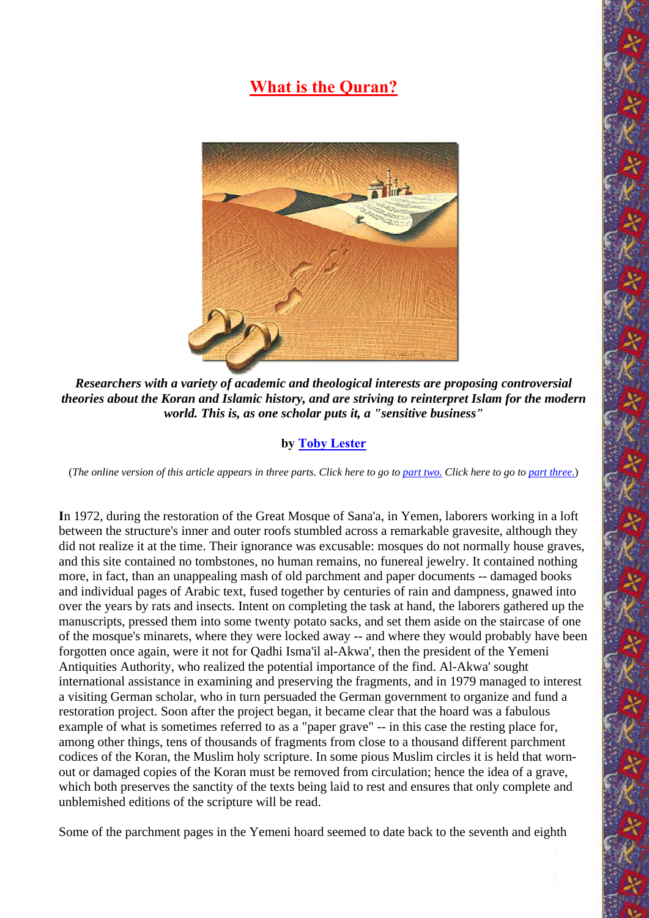# What is the Quran?

***Researchers with a variety of academic and theological interests are proposing controversial theories about the Koran and Islamic history, and are striving to reinterpret Islam for the modern world. This is, as one scholar puts it, a "sensitive business"***

**by Toby Lester**

(*The online version of this article appears in three parts. Click here to go to part two. Click here to go to part three.*)

**I**n 1972, during the restoration of the Great Mosque of Sana'a, in Yemen, laborers working in a loft between the structure's inner and outer roofs stumbled across a remarkable gravesite, although they did not realize it at the time. Their ignorance was excusable: mosques do not normally house graves, and this site contained no tombstones, no human remains, no funereal jewelry. It contained nothing more, in fact, than an unappealing mash of old parchment and paper documents -- damaged books and individual pages of Arabic text, fused together by centuries of rain and dampness, gnawed into over the years by rats and insects. Intent on completing the task at hand, the laborers gathered up the manuscripts, pressed them into some twenty potato sacks, and set them aside on the staircase of one of the mosque's minarets, where they were locked away -- and where they would probably have been forgotten once again, were it not for Qadhi Isma'il al-Akwa', then the president of the Yemeni Antiquities Authority, who realized the potential importance of the find. Al-Akwa' sought international assistance in examining and preserving the fragments, and in 1979 managed to interest a visiting German scholar, who in turn persuaded the German government to organize and fund a restoration project. Soon after the project began, it became clear that the hoard was a fabulous example of what is sometimes referred to as a "paper grave" -- in this case the resting place for, among other things, tens of thousands of fragments from close to a thousand different parchment codices of the Koran, the Muslim holy scripture. In some pious Muslim circles it is held that worn-out or damaged copies of the Koran must be removed from circulation; hence the idea of a grave, which both preserves the sanctity of the texts being laid to rest and ensures that only complete and unblemished editions of the scripture will be read.

Some of the parchment pages in the Yemeni hoard seemed to date back to the seventh and eighth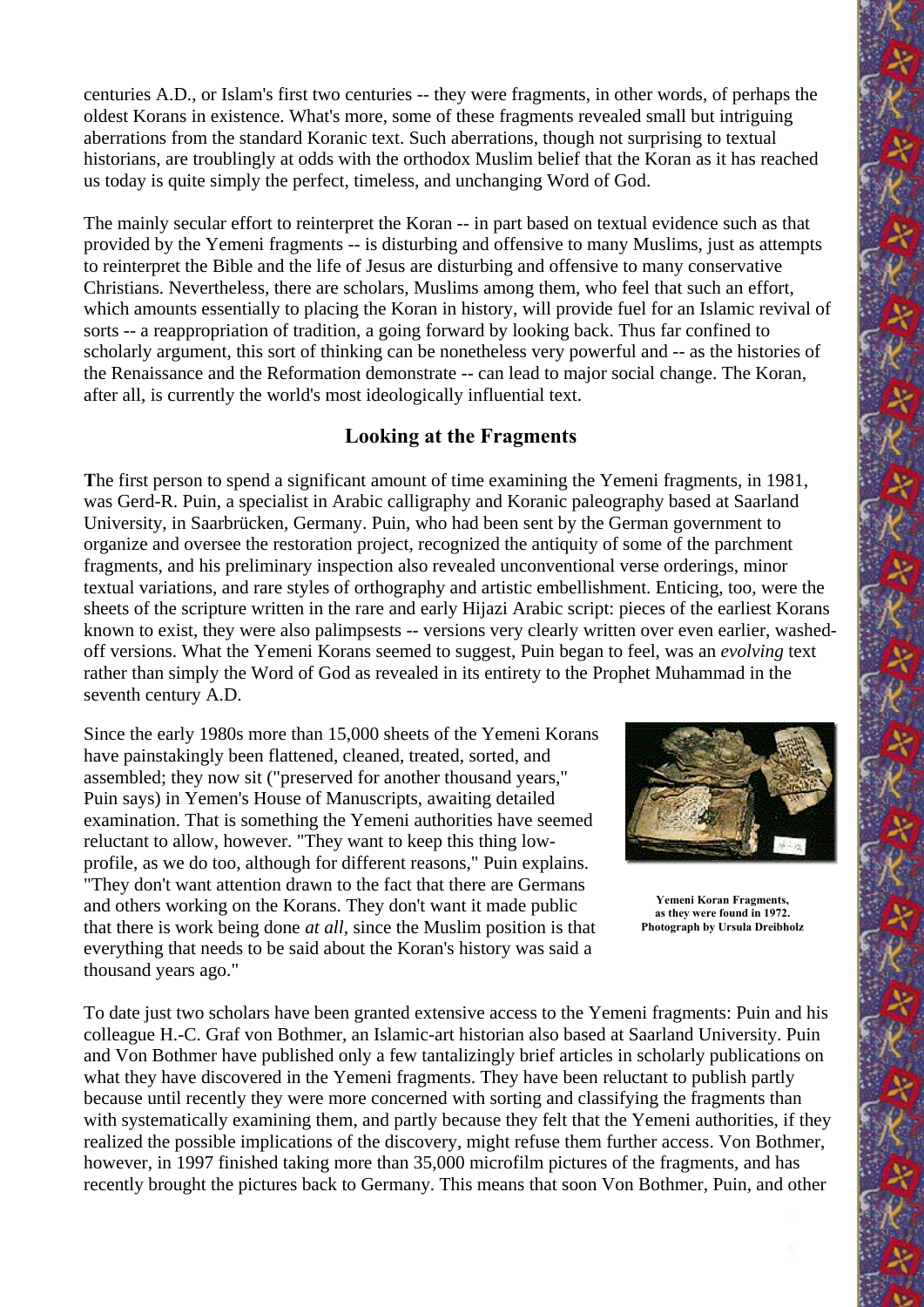centuries A.D., or Islam's first two centuries -- they were fragments, in other words, of perhaps the oldest Korans in existence. What's more, some of these fragments revealed small but intriguing aberrations from the standard Koranic text. Such aberrations, though not surprising to textual historians, are troublingly at odds with the orthodox Muslim belief that the Koran as it has reached us today is quite simply the perfect, timeless, and unchanging Word of God.

The mainly secular effort to reinterpret the Koran -- in part based on textual evidence such as that provided by the Yemeni fragments -- is disturbing and offensive to many Muslims, just as attempts to reinterpret the Bible and the life of Jesus are disturbing and offensive to many conservative Christians. Nevertheless, there are scholars, Muslims among them, who feel that such an effort, which amounts essentially to placing the Koran in history, will provide fuel for an Islamic revival of sorts -- a reappropriation of tradition, a going forward by looking back. Thus far confined to scholarly argument, this sort of thinking can be nonetheless very powerful and -- as the histories of the Renaissance and the Reformation demonstrate -- can lead to major social change. The Koran, after all, is currently the world's most ideologically influential text.

## Looking at the Fragments

**T**he first person to spend a significant amount of time examining the Yemeni fragments, in 1981, was Gerd-R. Puin, a specialist in Arabic calligraphy and Koranic paleography based at Saarland University, in Saarbrücken, Germany. Puin, who had been sent by the German government to organize and oversee the restoration project, recognized the antiquity of some of the parchment fragments, and his preliminary inspection also revealed unconventional verse orderings, minor textual variations, and rare styles of orthography and artistic embellishment. Enticing, too, were the sheets of the scripture written in the rare and early Hijazi Arabic script: pieces of the earliest Korans known to exist, they were also palimpsests -- versions very clearly written over even earlier, washed-off versions. What the Yemeni Korans seemed to suggest, Puin began to feel, was an *evolving* text rather than simply the Word of God as revealed in its entirety to the Prophet Muhammad in the seventh century A.D.

Since the early 1980s more than 15,000 sheets of the Yemeni Korans have painstakingly been flattened, cleaned, treated, sorted, and assembled; they now sit ("preserved for another thousand years," Puin says) in Yemen's House of Manuscripts, awaiting detailed examination. That is something the Yemeni authorities have seemed reluctant to allow, however. "They want to keep this thing low-profile, as we do too, although for different reasons," Puin explains. "They don't want attention drawn to the fact that there are Germans and others working on the Korans. They don't want it made public that there is work being done *at all,* since the Muslim position is that everything that needs to be said about the Koran's history was said a thousand years ago."

**Yemeni Koran Fragments, as they were found in 1972. Photograph by Ursula Dreibholz**

To date just two scholars have been granted extensive access to the Yemeni fragments: Puin and his colleague H.-C. Graf von Bothmer, an Islamic-art historian also based at Saarland University. Puin and Von Bothmer have published only a few tantalizingly brief articles in scholarly publications on what they have discovered in the Yemeni fragments. They have been reluctant to publish partly because until recently they were more concerned with sorting and classifying the fragments than with systematically examining them, and partly because they felt that the Yemeni authorities, if they realized the possible implications of the discovery, might refuse them further access. Von Bothmer, however, in 1997 finished taking more than 35,000 microfilm pictures of the fragments, and has recently brought the pictures back to Germany. This means that soon Von Bothmer, Puin, and other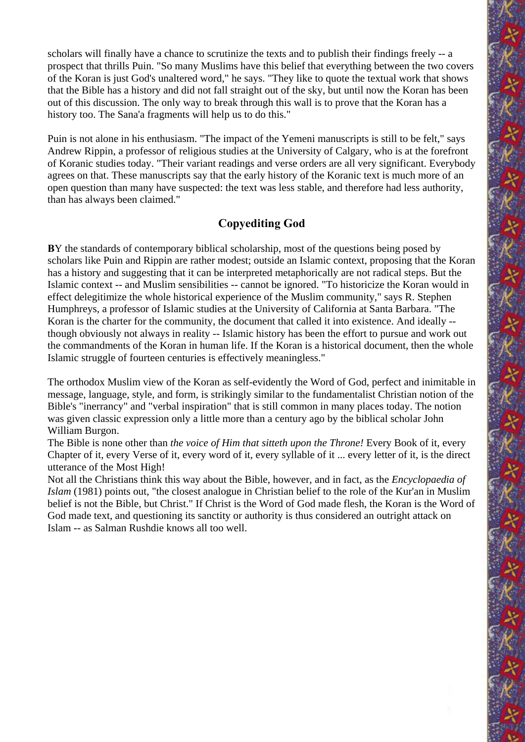scholars will finally have a chance to scrutinize the texts and to publish their findings freely -- a prospect that thrills Puin. "So many Muslims have this belief that everything between the two covers of the Koran is just God's unaltered word," he says. "They like to quote the textual work that shows that the Bible has a history and did not fall straight out of the sky, but until now the Koran has been out of this discussion. The only way to break through this wall is to prove that the Koran has a history too. The Sana'a fragments will help us to do this."

Puin is not alone in his enthusiasm. "The impact of the Yemeni manuscripts is still to be felt," says Andrew Rippin, a professor of religious studies at the University of Calgary, who is at the forefront of Koranic studies today. "Their variant readings and verse orders are all very significant. Everybody agrees on that. These manuscripts say that the early history of the Koranic text is much more of an open question than many have suspected: the text was less stable, and therefore had less authority, than has always been claimed."

## Copyediting God

**B**Y the standards of contemporary biblical scholarship, most of the questions being posed by scholars like Puin and Rippin are rather modest; outside an Islamic context, proposing that the Koran has a history and suggesting that it can be interpreted metaphorically are not radical steps. But the Islamic context -- and Muslim sensibilities -- cannot be ignored. "To historicize the Koran would in effect delegitimize the whole historical experience of the Muslim community," says R. Stephen Humphreys, a professor of Islamic studies at the University of California at Santa Barbara. "The Koran is the charter for the community, the document that called it into existence. And ideally -- though obviously not always in reality -- Islamic history has been the effort to pursue and work out the commandments of the Koran in human life. If the Koran is a historical document, then the whole Islamic struggle of fourteen centuries is effectively meaningless."

The orthodox Muslim view of the Koran as self-evidently the Word of God, perfect and inimitable in message, language, style, and form, is strikingly similar to the fundamentalist Christian notion of the Bible's "inerrancy" and "verbal inspiration" that is still common in many places today. The notion was given classic expression only a little more than a century ago by the biblical scholar John William Burgon.

The Bible is none other than *the voice of Him that sitteth upon the Throne!* Every Book of it, every Chapter of it, every Verse of it, every word of it, every syllable of it ... every letter of it, is the direct utterance of the Most High!

Not all the Christians think this way about the Bible, however, and in fact, as the *Encyclopaedia of Islam* (1981) points out, "the closest analogue in Christian belief to the role of the Kur'an in Muslim belief is not the Bible, but Christ." If Christ is the Word of God made flesh, the Koran is the Word of God made text, and questioning its sanctity or authority is thus considered an outright attack on Islam -- as Salman Rushdie knows all too well.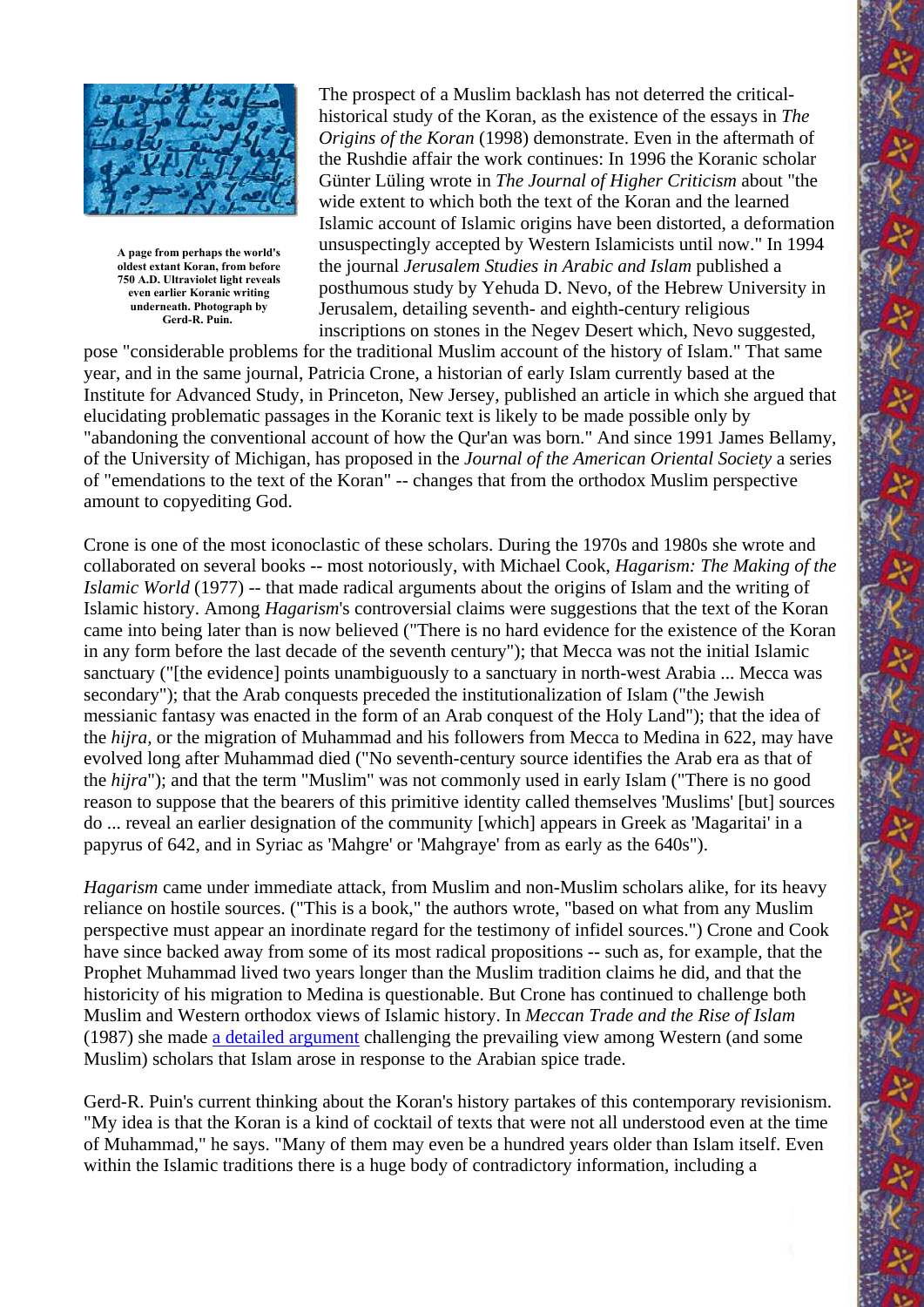A page from perhaps the world's oldest extant Koran, from before 750 A.D. Ultraviolet light reveals even earlier Koranic writing underneath. Photograph by Gerd-R. Puin.

The prospect of a Muslim backlash has not deterred the critical-historical study of the Koran, as the existence of the essays in *The Origins of the Koran* (1998) demonstrate. Even in the aftermath of the Rushdie affair the work continues: In 1996 the Koranic scholar Günter Lüling wrote in *The Journal of Higher Criticism* about "the wide extent to which both the text of the Koran and the learned Islamic account of Islamic origins have been distorted, a deformation unsuspectingly accepted by Western Islamicists until now." In 1994 the journal *Jerusalem Studies in Arabic and Islam* published a posthumous study by Yehuda D. Nevo, of the Hebrew University in Jerusalem, detailing seventh- and eighth-century religious inscriptions on stones in the Negev Desert which, Nevo suggested, pose "considerable problems for the traditional Muslim account of the history of Islam." That same year, and in the same journal, Patricia Crone, a historian of early Islam currently based at the Institute for Advanced Study, in Princeton, New Jersey, published an article in which she argued that elucidating problematic passages in the Koranic text is likely to be made possible only by "abandoning the conventional account of how the Qur'an was born." And since 1991 James Bellamy, of the University of Michigan, has proposed in the *Journal of the American Oriental Society* a series of "emendations to the text of the Koran" -- changes that from the orthodox Muslim perspective amount to copyediting God.

Crone is one of the most iconoclastic of these scholars. During the 1970s and 1980s she wrote and collaborated on several books -- most notoriously, with Michael Cook, *Hagarism: The Making of the Islamic World* (1977) -- that made radical arguments about the origins of Islam and the writing of Islamic history. Among *Hagarism*'s controversial claims were suggestions that the text of the Koran came into being later than is now believed ("There is no hard evidence for the existence of the Koran in any form before the last decade of the seventh century"); that Mecca was not the initial Islamic sanctuary ("[the evidence] points unambiguously to a sanctuary in north-west Arabia ... Mecca was secondary"); that the Arab conquests preceded the institutionalization of Islam ("the Jewish messianic fantasy was enacted in the form of an Arab conquest of the Holy Land"); that the idea of the *hijra*, or the migration of Muhammad and his followers from Mecca to Medina in 622, may have evolved long after Muhammad died ("No seventh-century source identifies the Arab era as that of the *hijra*"); and that the term "Muslim" was not commonly used in early Islam ("There is no good reason to suppose that the bearers of this primitive identity called themselves 'Muslims' [but] sources do ... reveal an earlier designation of the community [which] appears in Greek as 'Magaritai' in a papyrus of 642, and in Syriac as 'Mahgre' or 'Mahgraye' from as early as the 640s").

*Hagarism* came under immediate attack, from Muslim and non-Muslim scholars alike, for its heavy reliance on hostile sources. ("This is a book," the authors wrote, "based on what from any Muslim perspective must appear an inordinate regard for the testimony of infidel sources.") Crone and Cook have since backed away from some of its most radical propositions -- such as, for example, that the Prophet Muhammad lived two years longer than the Muslim tradition claims he did, and that the historicity of his migration to Medina is questionable. But Crone has continued to challenge both Muslim and Western orthodox views of Islamic history. In *Meccan Trade and the Rise of Islam* (1987) she made a detailed argument challenging the prevailing view among Western (and some Muslim) scholars that Islam arose in response to the Arabian spice trade.

Gerd-R. Puin's current thinking about the Koran's history partakes of this contemporary revisionism. "My idea is that the Koran is a kind of cocktail of texts that were not all understood even at the time of Muhammad," he says. "Many of them may even be a hundred years older than Islam itself. Even within the Islamic traditions there is a huge body of contradictory information, including a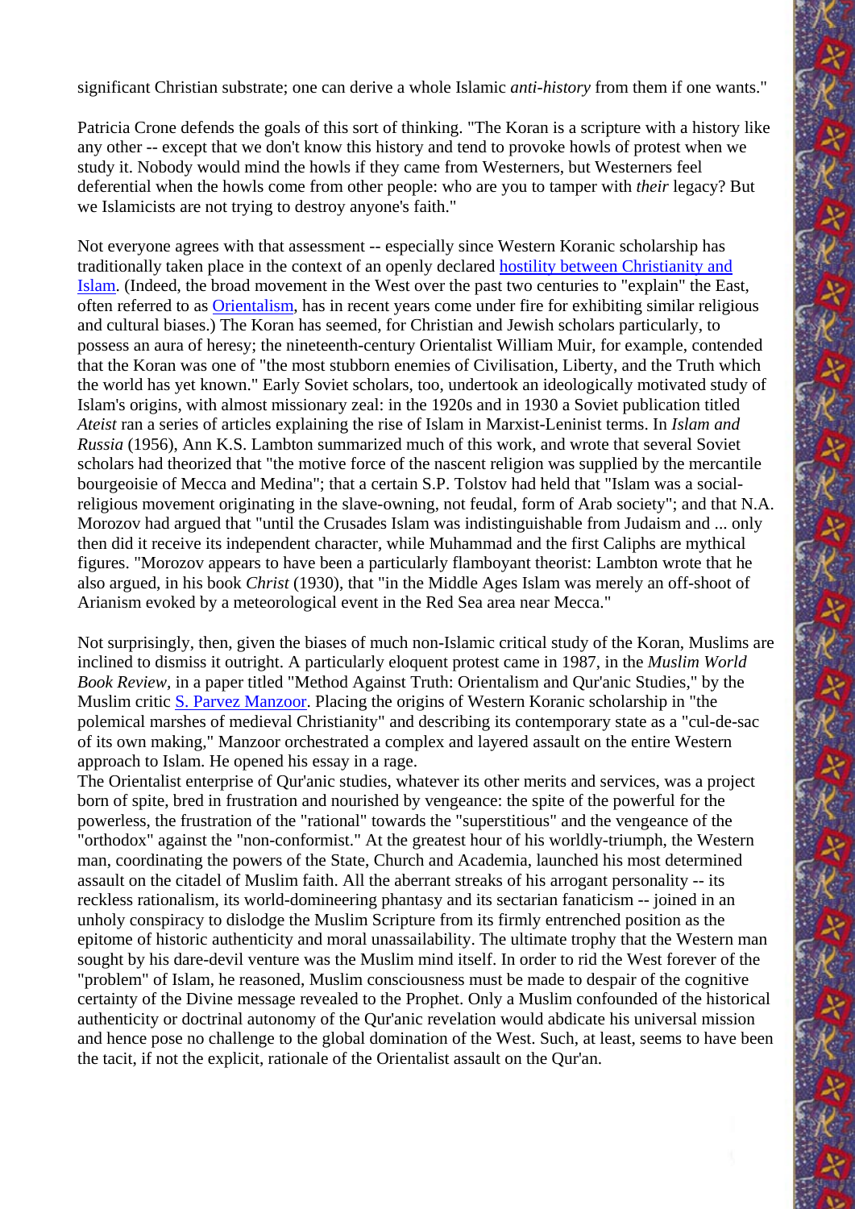significant Christian substrate; one can derive a whole Islamic *anti-history* from them if one wants."

Patricia Crone defends the goals of this sort of thinking. "The Koran is a scripture with a history like any other -- except that we don't know this history and tend to provoke howls of protest when we study it. Nobody would mind the howls if they came from Westerners, but Westerners feel deferential when the howls come from other people: who are you to tamper with *their* legacy? But we Islamicists are not trying to destroy anyone's faith."

Not everyone agrees with that assessment -- especially since Western Koranic scholarship has traditionally taken place in the context of an openly declared hostility between Christianity and Islam. (Indeed, the broad movement in the West over the past two centuries to "explain" the East, often referred to as Orientalism, has in recent years come under fire for exhibiting similar religious and cultural biases.) The Koran has seemed, for Christian and Jewish scholars particularly, to possess an aura of heresy; the nineteenth-century Orientalist William Muir, for example, contended that the Koran was one of "the most stubborn enemies of Civilisation, Liberty, and the Truth which the world has yet known." Early Soviet scholars, too, undertook an ideologically motivated study of Islam's origins, with almost missionary zeal: in the 1920s and in 1930 a Soviet publication titled *Ateist* ran a series of articles explaining the rise of Islam in Marxist-Leninist terms. In *Islam and Russia* (1956), Ann K.S. Lambton summarized much of this work, and wrote that several Soviet scholars had theorized that "the motive force of the nascent religion was supplied by the mercantile bourgeoisie of Mecca and Medina"; that a certain S.P. Tolstov had held that "Islam was a social-religious movement originating in the slave-owning, not feudal, form of Arab society"; and that N.A. Morozov had argued that "until the Crusades Islam was indistinguishable from Judaism and ... only then did it receive its independent character, while Muhammad and the first Caliphs are mythical figures. "Morozov appears to have been a particularly flamboyant theorist: Lambton wrote that he also argued, in his book *Christ* (1930), that "in the Middle Ages Islam was merely an off-shoot of Arianism evoked by a meteorological event in the Red Sea area near Mecca."

Not surprisingly, then, given the biases of much non-Islamic critical study of the Koran, Muslims are inclined to dismiss it outright. A particularly eloquent protest came in 1987, in the *Muslim World Book Review*, in a paper titled "Method Against Truth: Orientalism and Qur'anic Studies," by the Muslim critic S. Parvez Manzoor. Placing the origins of Western Koranic scholarship in "the polemical marshes of medieval Christianity" and describing its contemporary state as a "cul-de-sac of its own making," Manzoor orchestrated a complex and layered assault on the entire Western approach to Islam. He opened his essay in a rage.

The Orientalist enterprise of Qur'anic studies, whatever its other merits and services, was a project born of spite, bred in frustration and nourished by vengeance: the spite of the powerful for the powerless, the frustration of the "rational" towards the "superstitious" and the vengeance of the "orthodox" against the "non-conformist." At the greatest hour of his worldly-triumph, the Western man, coordinating the powers of the State, Church and Academia, launched his most determined assault on the citadel of Muslim faith. All the aberrant streaks of his arrogant personality -- its reckless rationalism, its world-domineering phantasy and its sectarian fanaticism -- joined in an unholy conspiracy to dislodge the Muslim Scripture from its firmly entrenched position as the epitome of historic authenticity and moral unassailability. The ultimate trophy that the Western man sought by his dare-devil venture was the Muslim mind itself. In order to rid the West forever of the "problem" of Islam, he reasoned, Muslim consciousness must be made to despair of the cognitive certainty of the Divine message revealed to the Prophet. Only a Muslim confounded of the historical authenticity or doctrinal autonomy of the Qur'anic revelation would abdicate his universal mission and hence pose no challenge to the global domination of the West. Such, at least, seems to have been the tacit, if not the explicit, rationale of the Orientalist assault on the Qur'an.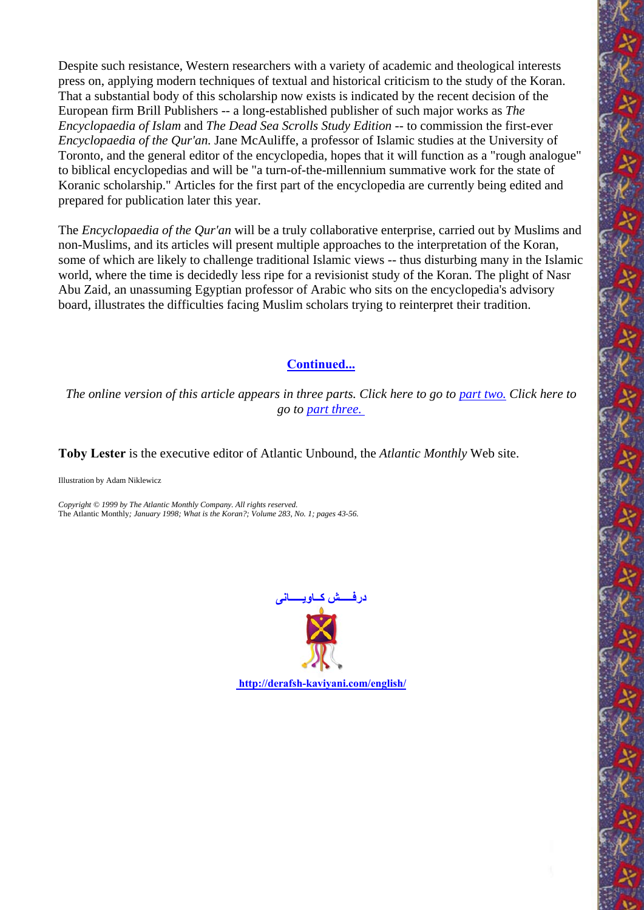Despite such resistance, Western researchers with a variety of academic and theological interests press on, applying modern techniques of textual and historical criticism to the study of the Koran. That a substantial body of this scholarship now exists is indicated by the recent decision of the European firm Brill Publishers -- a long-established publisher of such major works as *The Encyclopaedia of Islam* and *The Dead Sea Scrolls Study Edition* -- to commission the first-ever *Encyclopaedia of the Qur'an*. Jane McAuliffe, a professor of Islamic studies at the University of Toronto, and the general editor of the encyclopedia, hopes that it will function as a "rough analogue" to biblical encyclopedias and will be "a turn-of-the-millennium summative work for the state of Koranic scholarship." Articles for the first part of the encyclopedia are currently being edited and prepared for publication later this year.

The *Encyclopaedia of the Qur'an* will be a truly collaborative enterprise, carried out by Muslims and non-Muslims, and its articles will present multiple approaches to the interpretation of the Koran, some of which are likely to challenge traditional Islamic views -- thus disturbing many in the Islamic world, where the time is decidedly less ripe for a revisionist study of the Koran. The plight of Nasr Abu Zaid, an unassuming Egyptian professor of Arabic who sits on the encyclopedia's advisory board, illustrates the difficulties facing Muslim scholars trying to reinterpret their tradition.

**Continued...**

*The online version of this article appears in three parts. Click here to go to part two. Click here to go to part three.*

**Toby Lester** is the executive editor of Atlantic Unbound, the *Atlantic Monthly* Web site.

Illustration by Adam Niklewicz

*Copyright © 1999 by The Atlantic Monthly Company. All rights reserved.*
The Atlantic Monthly*; January 1998; What is the Koran?; Volume 283, No. 1; pages 43-56.*

**درفــــش کــاویـــــانی**

**http://derafsh-kaviyani.com/english/**